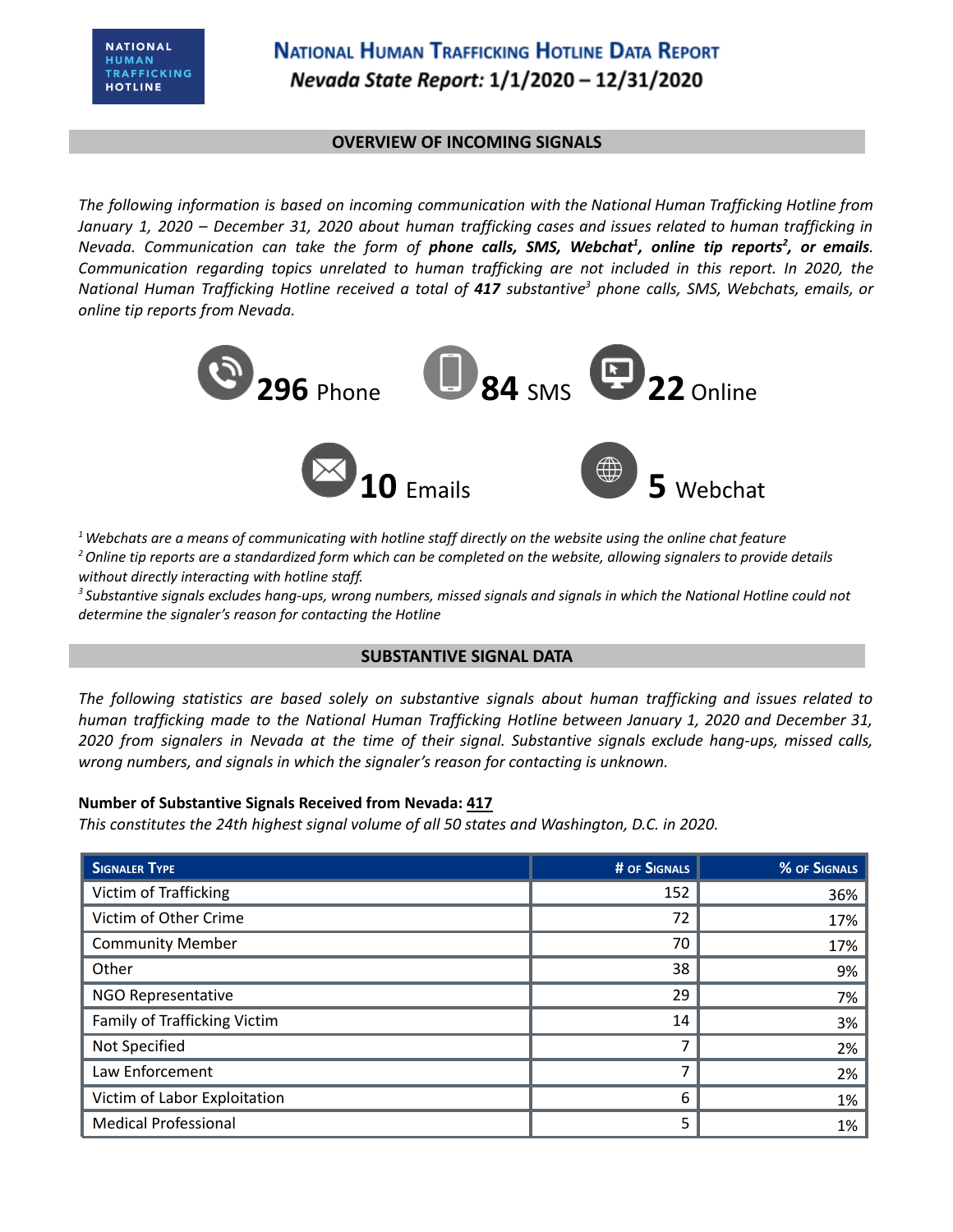# NATIONAL HUMAN TRAFFICKING HOTLINE DATA REPORT

***Nevada State Report:* 1/1/2020 – 12/31/2020**

## OVERVIEW OF INCOMING SIGNALS

*The following information is based on incoming communication with the National Human Trafficking Hotline from January 1, 2020 – December 31, 2020 about human trafficking cases and issues related to human trafficking in Nevada. Communication can take the form of **phone calls, SMS, Webchat[1], online tip reports[2], or emails**. Communication regarding topics unrelated to human trafficking are not included in this report. In 2020, the National Human Trafficking Hotline received a total of **417** substantive[3] phone calls, SMS, Webchats, emails, or online tip reports from Nevada.*

**296** Phone

**84** SMS

**22** Online

**10** Emails

**5** Webchat

*[1] Webchats are a means of communicating with hotline staff directly on the website using the online chat feature*
*[2] Online tip reports are a standardized form which can be completed on the website, allowing signalers to provide details without directly interacting with hotline staff.*
*[3] Substantive signals excludes hang-ups, wrong numbers, missed signals and signals in which the National Hotline could not determine the signaler's reason for contacting the Hotline*

## SUBSTANTIVE SIGNAL DATA

*The following statistics are based solely on substantive signals about human trafficking and issues related to human trafficking made to the National Human Trafficking Hotline between January 1, 2020 and December 31, 2020 from signalers in Nevada at the time of their signal. Substantive signals exclude hang-ups, missed calls, wrong numbers, and signals in which the signaler's reason for contacting is unknown.*

**Number of Substantive Signals Received from Nevada: 417**

*This constitutes the 24th highest signal volume of all 50 states and Washington, D.C. in 2020.*

| Signaler Type | # of Signals | % of Signals |
|---|---|---|
| Victim of Trafficking | 152 | 36% |
| Victim of Other Crime | 72 | 17% |
| Community Member | 70 | 17% |
| Other | 38 | 9% |
| NGO Representative | 29 | 7% |
| Family of Trafficking Victim | 14 | 3% |
| Not Specified | 7 | 2% |
| Law Enforcement | 7 | 2% |
| Victim of Labor Exploitation | 6 | 1% |
| Medical Professional | 5 | 1% |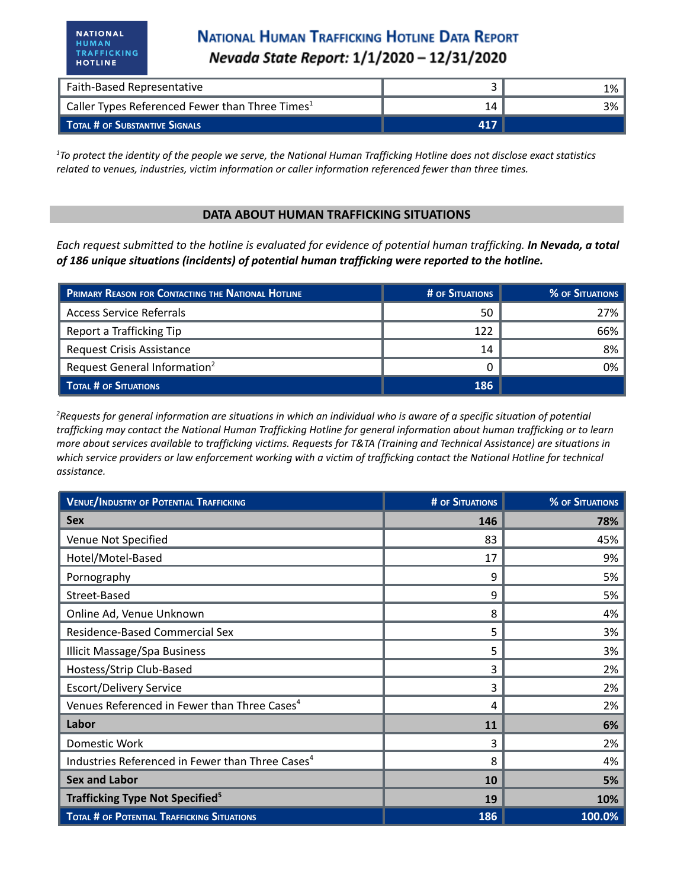| | | |
|---|---|---|
| Faith-Based Representative | 3 | 1% |
| Caller Types Referenced Fewer than Three Times[1] | 14 | 3% |
| **Total # of Substantive Signals** | **417** | |

*[1]To protect the identity of the people we serve, the National Human Trafficking Hotline does not disclose exact statistics related to venues, industries, victim information or caller information referenced fewer than three times.*

## DATA ABOUT HUMAN TRAFFICKING SITUATIONS

*Each request submitted to the hotline is evaluated for evidence of potential human trafficking.* ***In Nevada, a total of 186 unique situations (incidents) of potential human trafficking were reported to the hotline.***

| Primary Reason for Contacting the National Hotline | # of Situations | % of Situations |
|---|---|---|
| Access Service Referrals | 50 | 27% |
| Report a Trafficking Tip | 122 | 66% |
| Request Crisis Assistance | 14 | 8% |
| Request General Information[2] | 0 | 0% |
| **Total # of Situations** | **186** | |

*[2]Requests for general information are situations in which an individual who is aware of a specific situation of potential trafficking may contact the National Human Trafficking Hotline for general information about human trafficking or to learn more about services available to trafficking victims. Requests for T&TA (Training and Technical Assistance) are situations in which service providers or law enforcement working with a victim of trafficking contact the National Hotline for technical assistance.*

| Venue/Industry of Potential Trafficking | # of Situations | % of Situations |
|---|---|---|
| **Sex** | **146** | **78%** |
| Venue Not Specified | 83 | 45% |
| Hotel/Motel-Based | 17 | 9% |
| Pornography | 9 | 5% |
| Street-Based | 9 | 5% |
| Online Ad, Venue Unknown | 8 | 4% |
| Residence-Based Commercial Sex | 5 | 3% |
| Illicit Massage/Spa Business | 5 | 3% |
| Hostess/Strip Club-Based | 3 | 2% |
| Escort/Delivery Service | 3 | 2% |
| Venues Referenced in Fewer than Three Cases[4] | 4 | 2% |
| **Labor** | **11** | **6%** |
| Domestic Work | 3 | 2% |
| Industries Referenced in Fewer than Three Cases[4] | 8 | 4% |
| **Sex and Labor** | **10** | **5%** |
| **Trafficking Type Not Specified[5]** | **19** | **10%** |
| **Total # of Potential Trafficking Situations** | **186** | **100.0%** |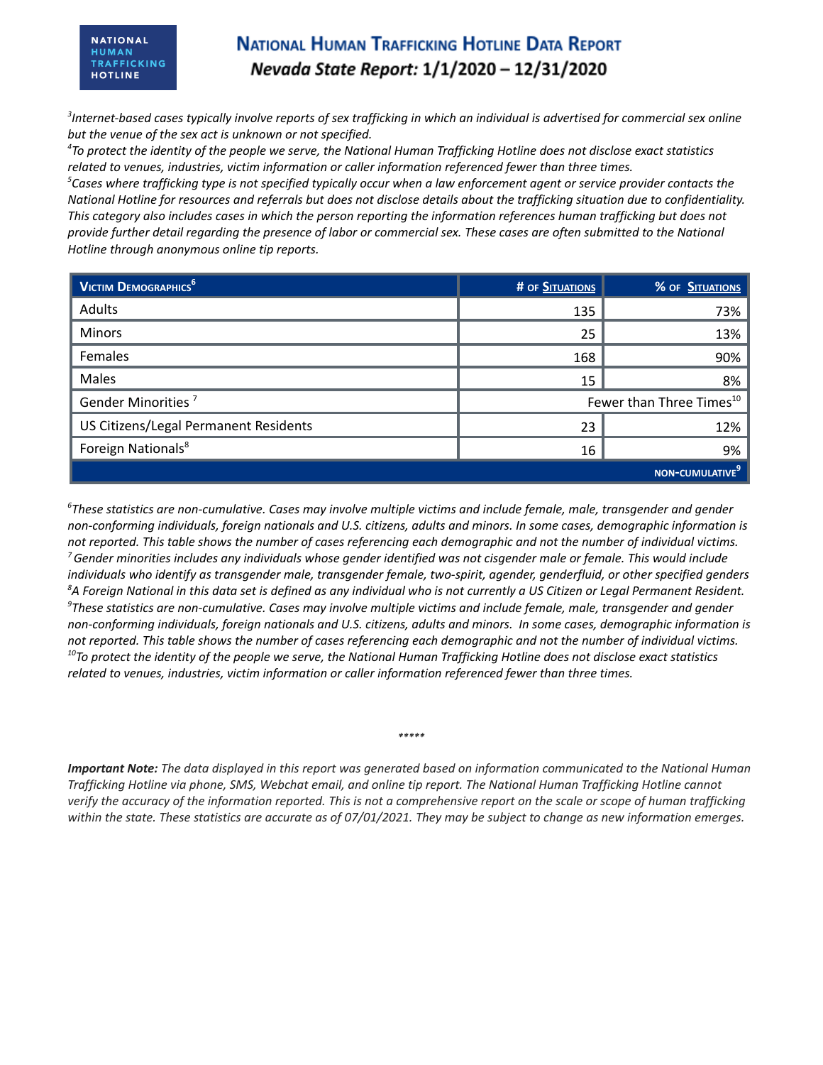[3]Internet-based cases typically involve reports of sex trafficking in which an individual is advertised for commercial sex online but the venue of the sex act is unknown or not specified.

[4]To protect the identity of the people we serve, the National Human Trafficking Hotline does not disclose exact statistics related to venues, industries, victim information or caller information referenced fewer than three times.

[5]Cases where trafficking type is not specified typically occur when a law enforcement agent or service provider contacts the National Hotline for resources and referrals but does not disclose details about the trafficking situation due to confidentiality. This category also includes cases in which the person reporting the information references human trafficking but does not provide further detail regarding the presence of labor or commercial sex. These cases are often submitted to the National Hotline through anonymous online tip reports.

| Victim Demographics[6] | # of Situations | % of Situations |
|---|---|---|
| Adults | 135 | 73% |
| Minors | 25 | 13% |
| Females | 168 | 90% |
| Males | 15 | 8% |
| Gender Minorities [7] | Fewer than Three Times[10] | |
| US Citizens/Legal Permanent Residents | 23 | 12% |
| Foreign Nationals[8] | 16 | 9% |
| | | non-cumulative[9] |

*[6]These statistics are non-cumulative. Cases may involve multiple victims and include female, male, transgender and gender non-conforming individuals, foreign nationals and U.S. citizens, adults and minors. In some cases, demographic information is not reported. This table shows the number of cases referencing each demographic and not the number of individual victims.*

*[7] Gender minorities includes any individuals whose gender identified was not cisgender male or female. This would include individuals who identify as transgender male, transgender female, two-spirit, agender, genderfluid, or other specified genders*

*[8]A Foreign National in this data set is defined as any individual who is not currently a US Citizen or Legal Permanent Resident.*

*[9]These statistics are non-cumulative. Cases may involve multiple victims and include female, male, transgender and gender non-conforming individuals, foreign nationals and U.S. citizens, adults and minors. In some cases, demographic information is not reported. This table shows the number of cases referencing each demographic and not the number of individual victims.*

*[10]To protect the identity of the people we serve, the National Human Trafficking Hotline does not disclose exact statistics related to venues, industries, victim information or caller information referenced fewer than three times.*

*****

***Important Note:*** *The data displayed in this report was generated based on information communicated to the National Human Trafficking Hotline via phone, SMS, Webchat email, and online tip report. The National Human Trafficking Hotline cannot verify the accuracy of the information reported. This is not a comprehensive report on the scale or scope of human trafficking within the state. These statistics are accurate as of 07/01/2021. They may be subject to change as new information emerges.*